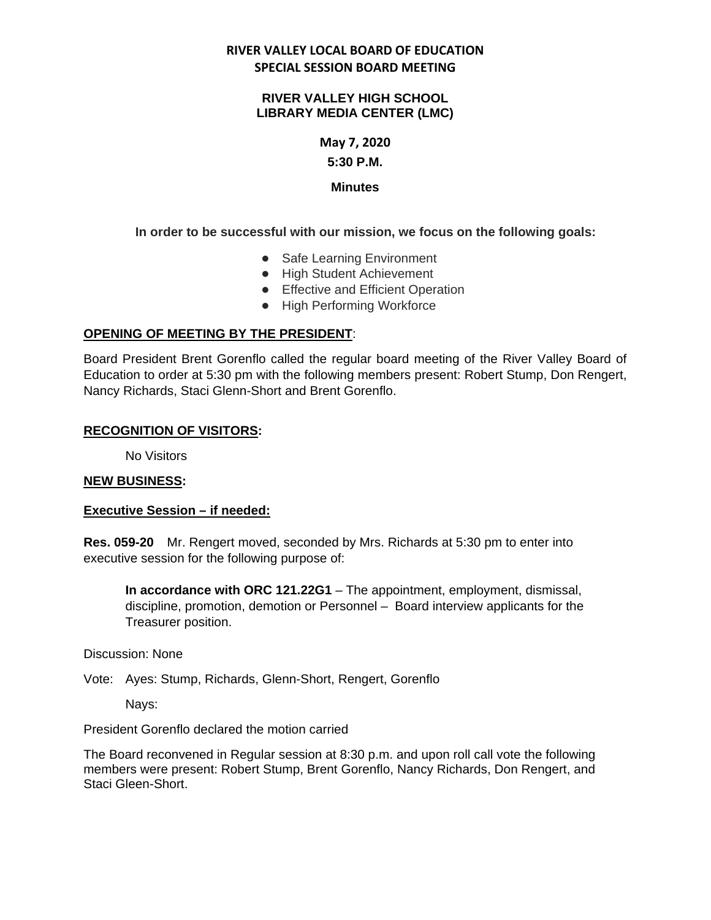**RIVER VALLEY LOCAL BOARD OF EDUCATION**
**SPECIAL SESSION BOARD MEETING**

**RIVER VALLEY HIGH SCHOOL**
**LIBRARY MEDIA CENTER (LMC)**

**May 7, 2020**

**5:30 P.M.**

**Minutes**

**In order to be successful with our mission, we focus on the following goals:**

- Safe Learning Environment
- High Student Achievement
- Effective and Efficient Operation
- High Performing Workforce

**OPENING OF MEETING BY THE PRESIDENT**:

Board President Brent Gorenflo called the regular board meeting of the River Valley Board of Education to order at 5:30 pm with the following members present: Robert Stump, Don Rengert, Nancy Richards, Staci Glenn-Short and Brent Gorenflo.

**RECOGNITION OF VISITORS:**

No Visitors

**NEW BUSINESS:**

**Executive Session – if needed:**

**Res. 059-20** Mr. Rengert moved, seconded by Mrs. Richards at 5:30 pm to enter into executive session for the following purpose of:

> **In accordance with ORC 121.22G1** – The appointment, employment, dismissal, discipline, promotion, demotion or Personnel – Board interview applicants for the Treasurer position.

Discussion: None

Vote: Ayes: Stump, Richards, Glenn-Short, Rengert, Gorenflo

Nays:

President Gorenflo declared the motion carried

The Board reconvened in Regular session at 8:30 p.m. and upon roll call vote the following members were present: Robert Stump, Brent Gorenflo, Nancy Richards, Don Rengert, and Staci Gleen-Short.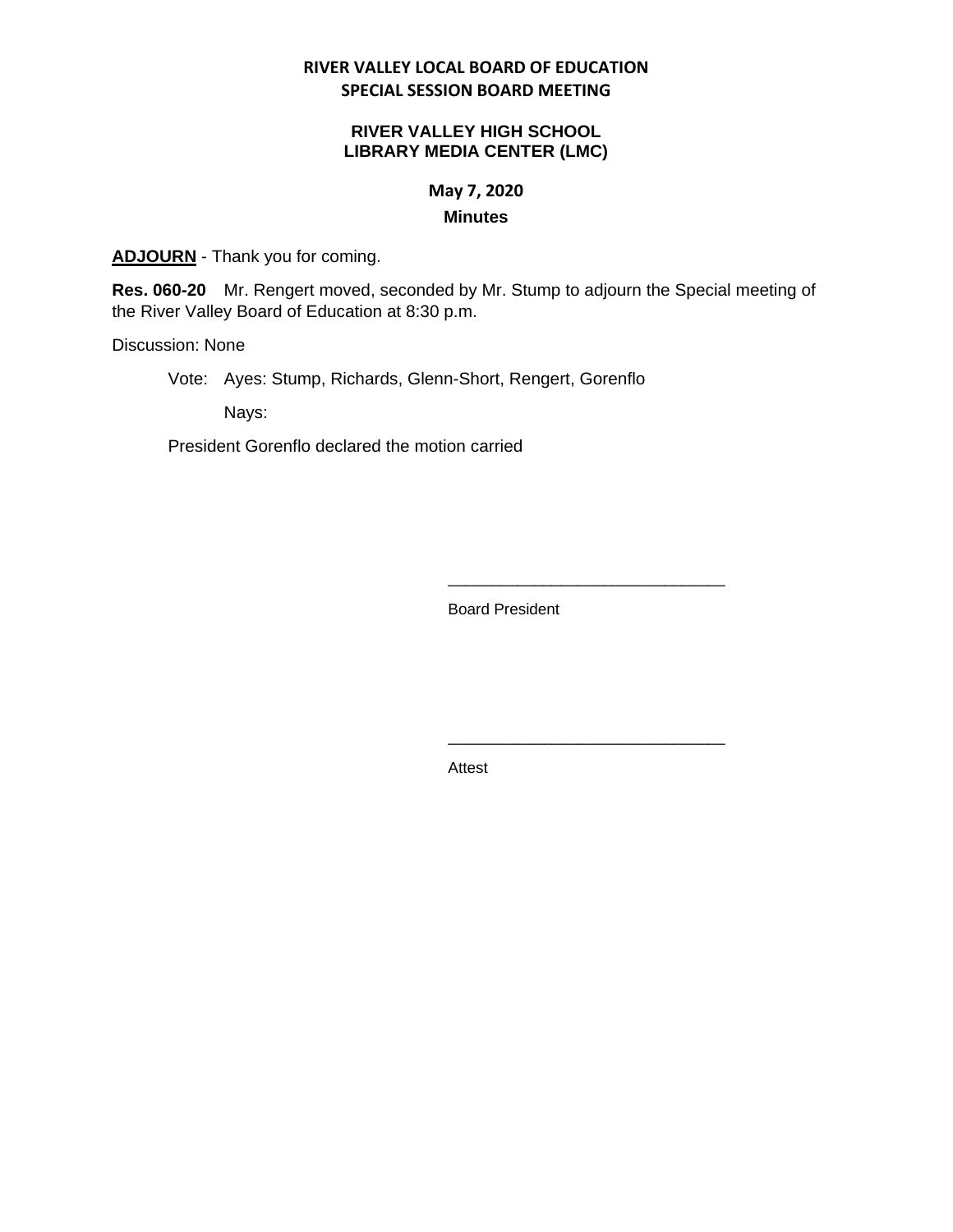**RIVER VALLEY LOCAL BOARD OF EDUCATION**
**SPECIAL SESSION BOARD MEETING**

**RIVER VALLEY HIGH SCHOOL**
**LIBRARY MEDIA CENTER (LMC)**

**May 7, 2020**
**Minutes**

**ADJOURN** - Thank you for coming.

**Res. 060-20** Mr. Rengert moved, seconded by Mr. Stump to adjourn the Special meeting of the River Valley Board of Education at 8:30 p.m.

Discussion: None

Vote: Ayes: Stump, Richards, Glenn-Short, Rengert, Gorenflo

Nays:

President Gorenflo declared the motion carried

______________________________
Board President

______________________________
Attest